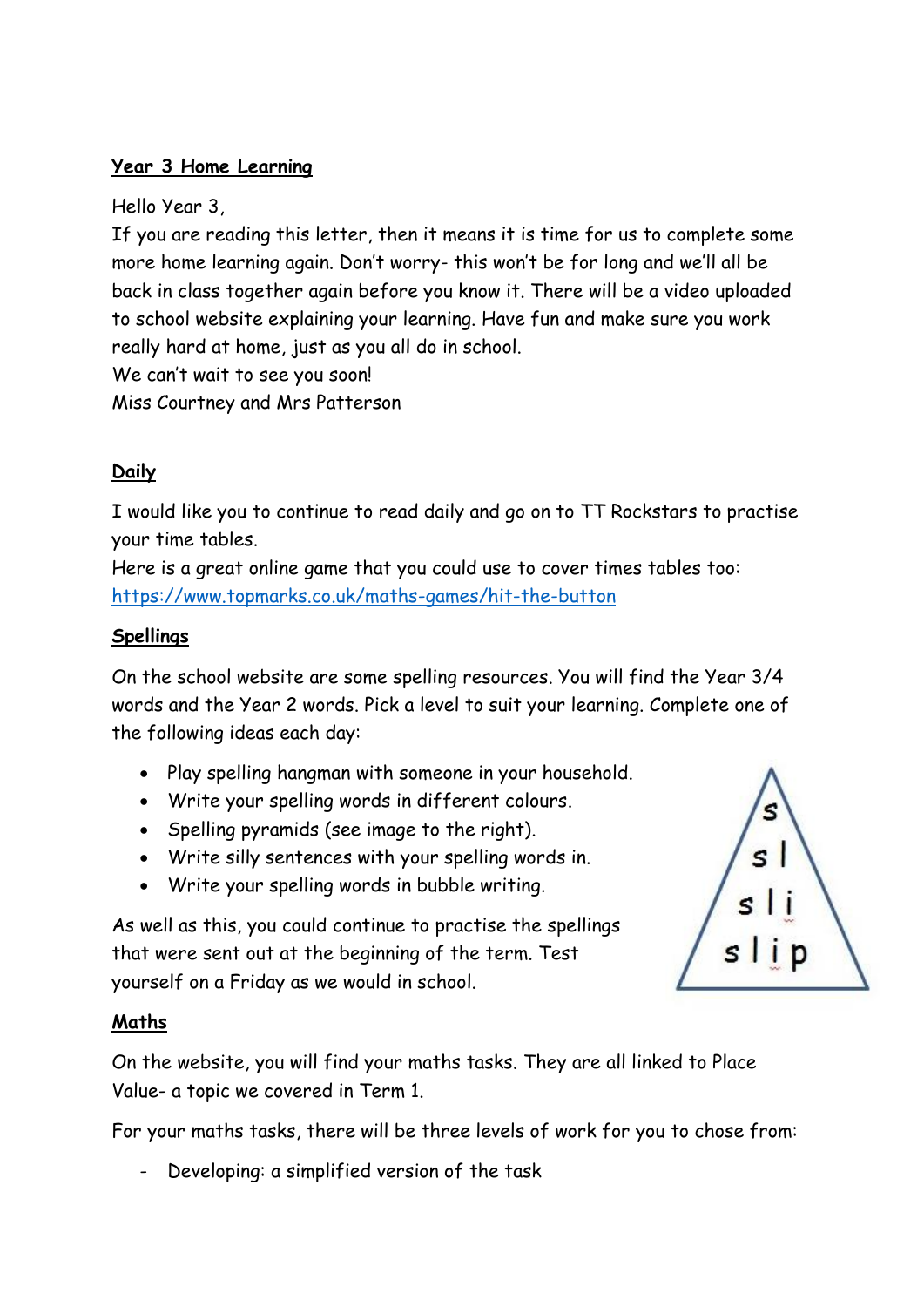## Year 3 Home Learning

Hello Year 3,

If you are reading this letter, then it means it is time for us to complete some more home learning again. Don't worry- this won't be for long and we'll all be back in class together again before you know it. There will be a video uploaded to school website explaining your learning. Have fun and make sure you work really hard at home, just as you all do in school.

We can't wait to see you soon!

Miss Courtney and Mrs Patterson

## Daily

I would like you to continue to read daily and go on to TT Rockstars to practise your time tables.

Here is a great online game that you could use to cover times tables too: [https://www.topmarks.co.uk/maths-games/hit-the-button](https://www.topmarks.co.uk/maths-games/hit-the-button)

## Spellings

On the school website are some spelling resources. You will find the Year 3/4 words and the Year 2 words. Pick a level to suit your learning. Complete one of the following ideas each day:

- Play spelling hangman with someone in your household.
- Write your spelling words in different colours.
- Spelling pyramids (see image to the right).
- Write silly sentences with your spelling words in.
- Write your spelling words in bubble writing.

s
s l
s l i
s l i p

As well as this, you could continue to practise the spellings that were sent out at the beginning of the term. Test yourself on a Friday as we would in school.

## Maths

On the website, you will find your maths tasks. They are all linked to Place Value- a topic we covered in Term 1.

For your maths tasks, there will be three levels of work for you to chose from:

- Developing: a simplified version of the task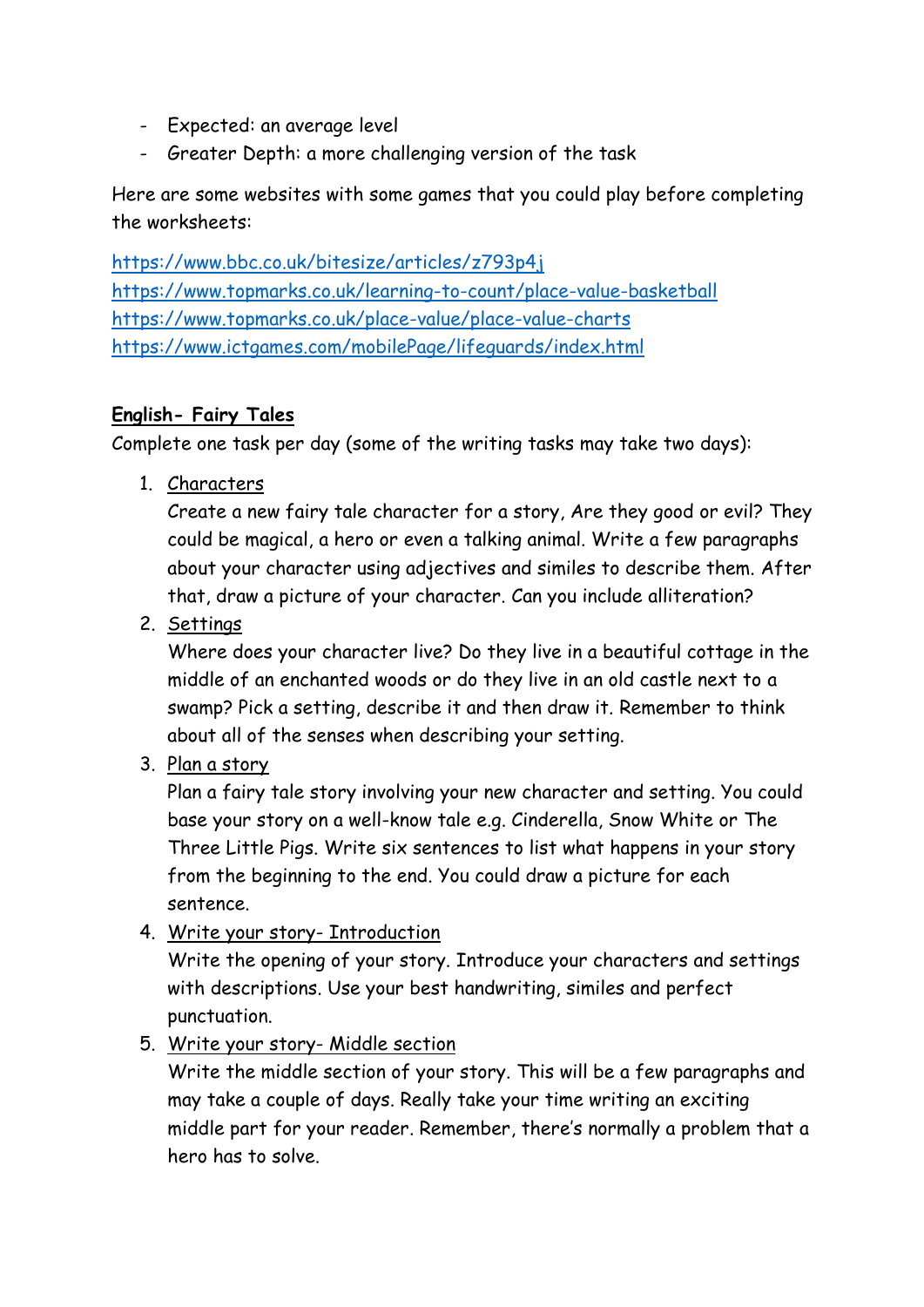- Expected: an average level
- Greater Depth: a more challenging version of the task

Here are some websites with some games that you could play before completing the worksheets:

https://www.bbc.co.uk/bitesize/articles/z793p4j
https://www.topmarks.co.uk/learning-to-count/place-value-basketball
https://www.topmarks.co.uk/place-value/place-value-charts
https://www.ictgames.com/mobilePage/lifeguards/index.html

**English- Fairy Tales**

Complete one task per day (some of the writing tasks may take two days):

1. Characters
   Create a new fairy tale character for a story, Are they good or evil? They could be magical, a hero or even a talking animal. Write a few paragraphs about your character using adjectives and similes to describe them. After that, draw a picture of your character. Can you include alliteration?
2. Settings
   Where does your character live? Do they live in a beautiful cottage in the middle of an enchanted woods or do they live in an old castle next to a swamp? Pick a setting, describe it and then draw it. Remember to think about all of the senses when describing your setting.
3. Plan a story
   Plan a fairy tale story involving your new character and setting. You could base your story on a well-know tale e.g. Cinderella, Snow White or The Three Little Pigs. Write six sentences to list what happens in your story from the beginning to the end. You could draw a picture for each sentence.
4. Write your story- Introduction
   Write the opening of your story. Introduce your characters and settings with descriptions. Use your best handwriting, similes and perfect punctuation.
5. Write your story- Middle section
   Write the middle section of your story. This will be a few paragraphs and may take a couple of days. Really take your time writing an exciting middle part for your reader. Remember, there's normally a problem that a hero has to solve.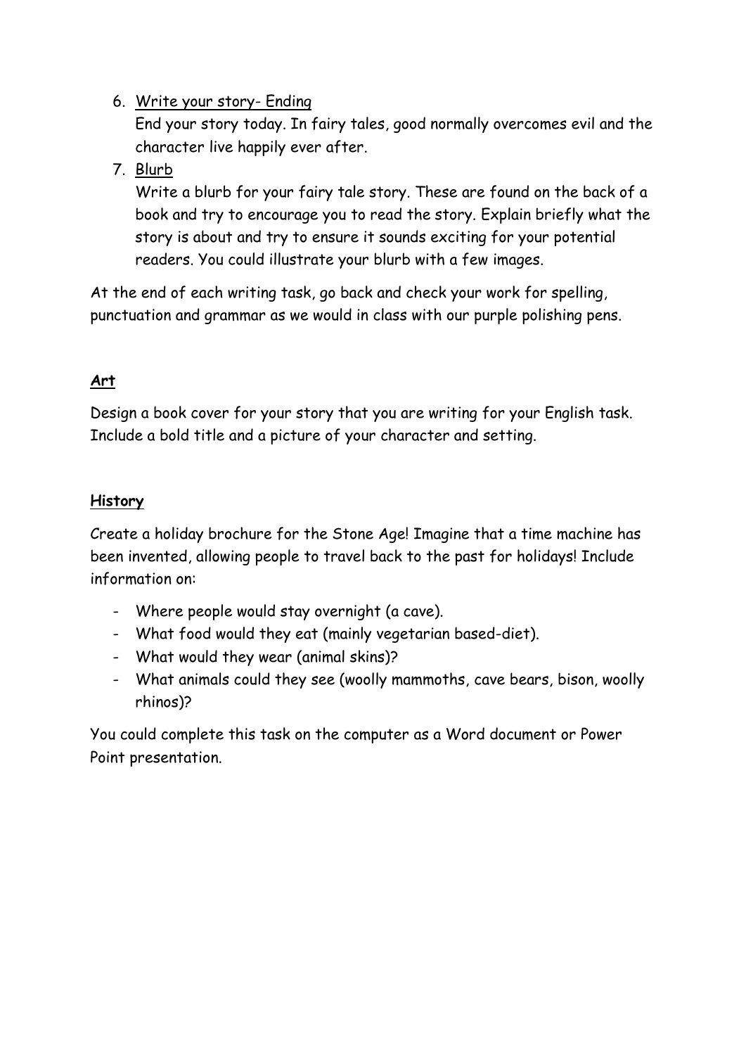6. Write your story- Ending

   End your story today. In fairy tales, good normally overcomes evil and the character live happily ever after.

7. Blurb

   Write a blurb for your fairy tale story. These are found on the back of a book and try to encourage you to read the story. Explain briefly what the story is about and try to ensure it sounds exciting for your potential readers. You could illustrate your blurb with a few images.

At the end of each writing task, go back and check your work for spelling, punctuation and grammar as we would in class with our purple polishing pens.

**Art**

Design a book cover for your story that you are writing for your English task. Include a bold title and a picture of your character and setting.

**History**

Create a holiday brochure for the Stone Age! Imagine that a time machine has been invented, allowing people to travel back to the past for holidays! Include information on:

- Where people would stay overnight (a cave).
- What food would they eat (mainly vegetarian based-diet).
- What would they wear (animal skins)?
- What animals could they see (woolly mammoths, cave bears, bison, woolly rhinos)?

You could complete this task on the computer as a Word document or Power Point presentation.